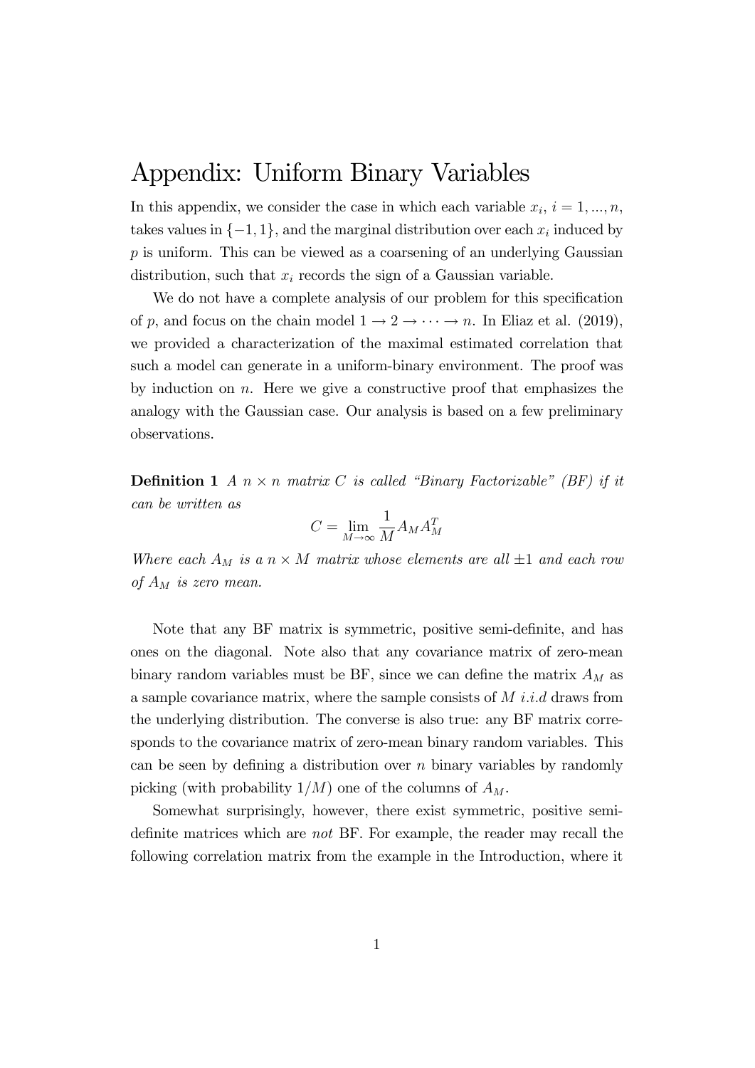# Appendix: Uniform Binary Variables

In this appendix, we consider the case in which each variable $x_i$, $i = 1, ..., n$, takes values in $\{-1, 1\}$, and the marginal distribution over each $x_i$ induced by $p$ is uniform. This can be viewed as a coarsening of an underlying Gaussian distribution, such that $x_i$ records the sign of a Gaussian variable.

We do not have a complete analysis of our problem for this specification of $p$, and focus on the chain model $1 \to 2 \to \cdots \to n$. In Eliaz et al. (2019), we provided a characterization of the maximal estimated correlation that such a model can generate in a uniform-binary environment. The proof was by induction on $n$. Here we give a constructive proof that emphasizes the analogy with the Gaussian case. Our analysis is based on a few preliminary observations.

**Definition 1** *A $n \times n$ matrix $C$ is called "Binary Factorizable" (BF) if it can be written as*

$$C = \lim_{M \to \infty} \frac{1}{M} A_M A_M^T$$

*Where each $A_M$ is a $n \times M$ matrix whose elements are all $\pm 1$ and each row of $A_M$ is zero mean.*

Note that any BF matrix is symmetric, positive semi-definite, and has ones on the diagonal. Note also that any covariance matrix of zero-mean binary random variables must be BF, since we can define the matrix $A_M$ as a sample covariance matrix, where the sample consists of $M$ *i.i.d* draws from the underlying distribution. The converse is also true: any BF matrix corresponds to the covariance matrix of zero-mean binary random variables. This can be seen by defining a distribution over $n$ binary variables by randomly picking (with probability $1/M$) one of the columns of $A_M$.

Somewhat surprisingly, however, there exist symmetric, positive semi-definite matrices which are *not* BF. For example, the reader may recall the following correlation matrix from the example in the Introduction, where it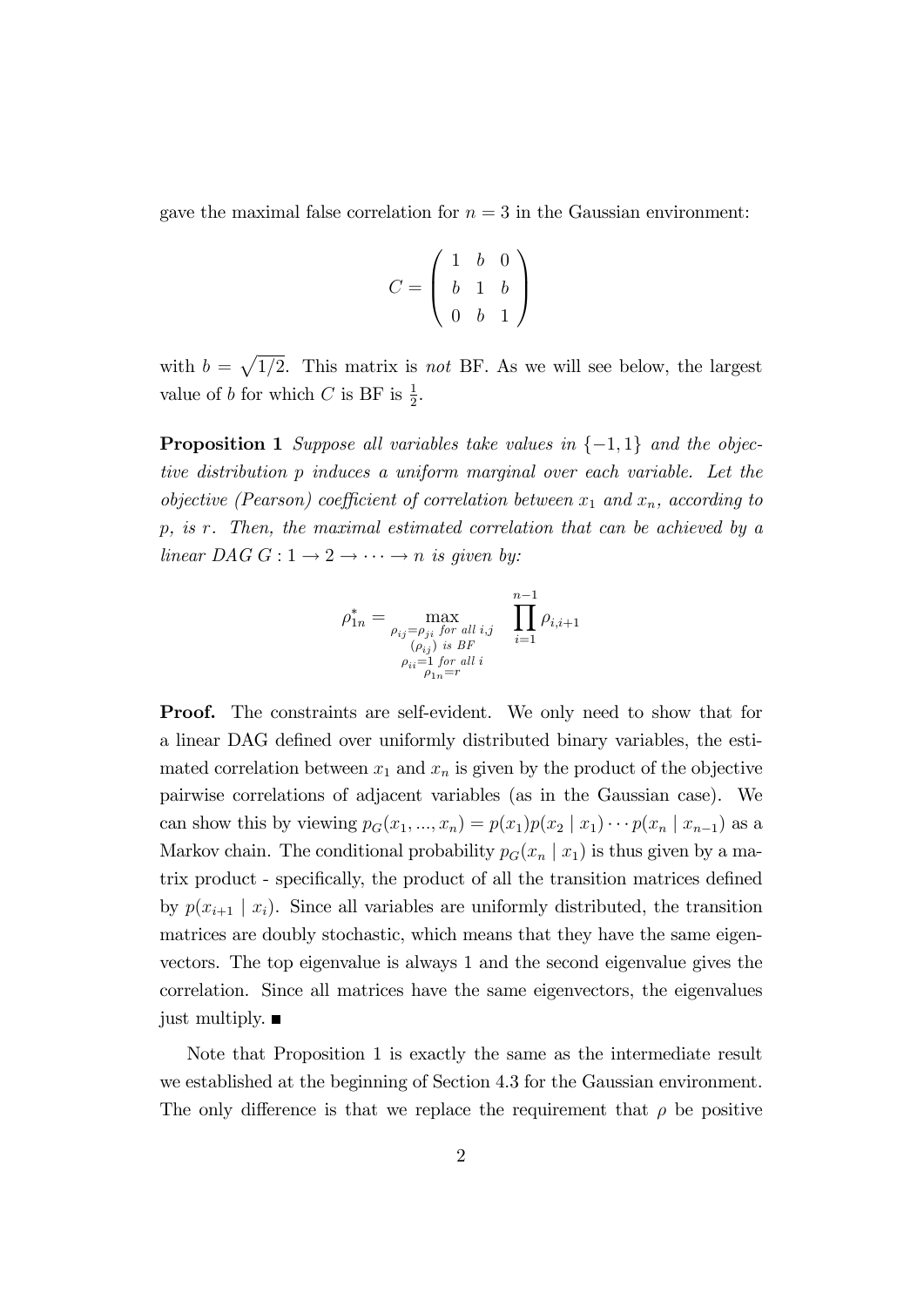gave the maximal false correlation for $n = 3$ in the Gaussian environment:

$$C = \begin{pmatrix} 1 & b & 0 \\ b & 1 & b \\ 0 & b & 1 \end{pmatrix}$$

with $b = \sqrt{1/2}$. This matrix is *not* BF. As we will see below, the largest value of $b$ for which $C$ is BF is $\frac{1}{2}$.

**Proposition 1** *Suppose all variables take values in $\{-1, 1\}$ and the objective distribution $p$ induces a uniform marginal over each variable. Let the objective (Pearson) coefficient of correlation between $x_1$ and $x_n$, according to $p$, is $r$. Then, the maximal estimated correlation that can be achieved by a linear DAG $G : 1 \to 2 \to \cdots \to n$ is given by:*

$$\rho^*_{1n} = \max_{\substack{\rho_{ij}=\rho_{ji} \text{ for all } i,j \\ (\rho_{ij}) \text{ is BF} \\ \rho_{ii}=1 \text{ for all } i \\ \rho_{1n}=r}} \prod_{i=1}^{n-1} \rho_{i,i+1}$$

**Proof.** The constraints are self-evident. We only need to show that for a linear DAG defined over uniformly distributed binary variables, the estimated correlation between $x_1$ and $x_n$ is given by the product of the objective pairwise correlations of adjacent variables (as in the Gaussian case). We can show this by viewing $p_G(x_1, ..., x_n) = p(x_1)p(x_2 \mid x_1) \cdots p(x_n \mid x_{n-1})$ as a Markov chain. The conditional probability $p_G(x_n \mid x_1)$ is thus given by a matrix product - specifically, the product of all the transition matrices defined by $p(x_{i+1} \mid x_i)$. Since all variables are uniformly distributed, the transition matrices are doubly stochastic, which means that they have the same eigenvectors. The top eigenvalue is always 1 and the second eigenvalue gives the correlation. Since all matrices have the same eigenvectors, the eigenvalues just multiply. ■

Note that Proposition 1 is exactly the same as the intermediate result we established at the beginning of Section 4.3 for the Gaussian environment. The only difference is that we replace the requirement that $\rho$ be positive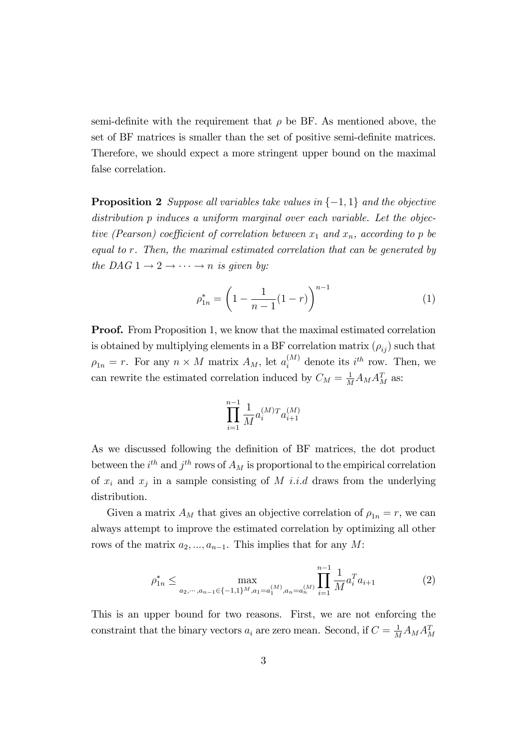semi-definite with the requirement that $\rho$ be BF. As mentioned above, the set of BF matrices is smaller than the set of positive semi-definite matrices. Therefore, we should expect a more stringent upper bound on the maximal false correlation.

**Proposition 2** *Suppose all variables take values in $\{-1, 1\}$ and the objective distribution $p$ induces a uniform marginal over each variable. Let the objective (Pearson) coefficient of correlation between $x_1$ and $x_n$, according to $p$ be equal to $r$. Then, the maximal estimated correlation that can be generated by the DAG $1 \to 2 \to \cdots \to n$ is given by:*

$$\rho_{1n}^{*} = \left(1 - \frac{1}{n-1}(1-r)\right)^{n-1} \tag{1}$$

**Proof.** From Proposition 1, we know that the maximal estimated correlation is obtained by multiplying elements in a BF correlation matrix $(\rho_{ij})$ such that $\rho_{1n} = r$. For any $n \times M$ matrix $A_M$, let $a_i^{(M)}$ denote its $i^{th}$ row. Then, we can rewrite the estimated correlation induced by $C_M = \frac{1}{M} A_M A_M^T$ as:

$$\prod_{i=1}^{n-1} \frac{1}{M} a_i^{(M)T} a_{i+1}^{(M)}$$

As we discussed following the definition of BF matrices, the dot product between the $i^{th}$ and $j^{th}$ rows of $A_M$ is proportional to the empirical correlation of $x_i$ and $x_j$ in a sample consisting of $M$ *i.i.d* draws from the underlying distribution.

Given a matrix $A_M$ that gives an objective correlation of $\rho_{1n} = r$, we can always attempt to improve the estimated correlation by optimizing all other rows of the matrix $a_2, ..., a_{n-1}$. This implies that for any $M$:

$$\rho_{1n}^{*} \leq \max_{a_2, \cdots, a_{n-1} \in \{-1,1\}^M, a_1 = a_1^{(M)}, a_n = a_n^{(M)}} \prod_{i=1}^{n-1} \frac{1}{M} a_i^T a_{i+1} \tag{2}$$

This is an upper bound for two reasons. First, we are not enforcing the constraint that the binary vectors $a_i$ are zero mean. Second, if $C = \frac{1}{M} A_M A_M^T$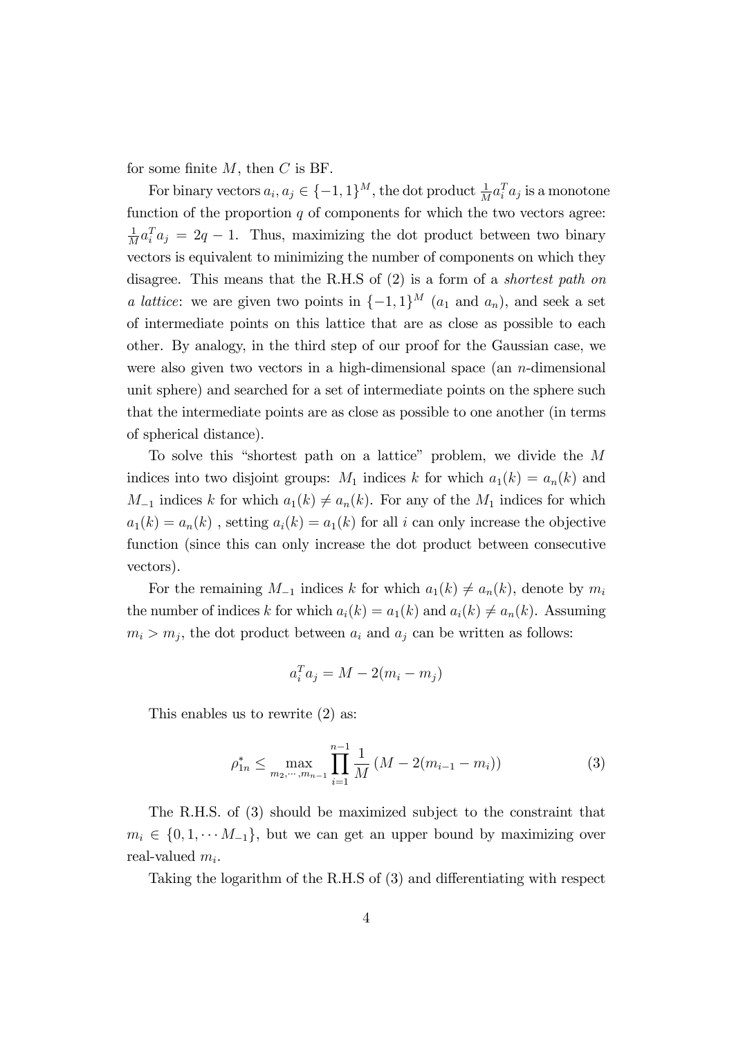for some finite $M$, then $C$ is BF.

For binary vectors $a_i, a_j \in \{-1, 1\}^M$, the dot product $\frac{1}{M} a_i^T a_j$ is a monotone function of the proportion $q$ of components for which the two vectors agree: $\frac{1}{M} a_i^T a_j = 2q - 1$. Thus, maximizing the dot product between two binary vectors is equivalent to minimizing the number of components on which they disagree. This means that the R.H.S of (2) is a form of a *shortest path on a lattice*: we are given two points in $\{-1, 1\}^M$ ($a_1$ and $a_n$), and seek a set of intermediate points on this lattice that are as close as possible to each other. By analogy, in the third step of our proof for the Gaussian case, we were also given two vectors in a high-dimensional space (an $n$-dimensional unit sphere) and searched for a set of intermediate points on the sphere such that the intermediate points are as close as possible to one another (in terms of spherical distance).

To solve this "shortest path on a lattice" problem, we divide the $M$ indices into two disjoint groups: $M_1$ indices $k$ for which $a_1(k) = a_n(k)$ and $M_{-1}$ indices $k$ for which $a_1(k) \neq a_n(k)$. For any of the $M_1$ indices for which $a_1(k) = a_n(k)$ , setting $a_i(k) = a_1(k)$ for all $i$ can only increase the objective function (since this can only increase the dot product between consecutive vectors).

For the remaining $M_{-1}$ indices $k$ for which $a_1(k) \neq a_n(k)$, denote by $m_i$ the number of indices $k$ for which $a_i(k) = a_1(k)$ and $a_i(k) \neq a_n(k)$. Assuming $m_i > m_j$, the dot product between $a_i$ and $a_j$ can be written as follows:

$$a_i^T a_j = M - 2(m_i - m_j)$$

This enables us to rewrite (2) as:

$$\rho_{1n}^* \leq \max_{m_2, \cdots, m_{n-1}} \prod_{i=1}^{n-1} \frac{1}{M} \left( M - 2(m_{i-1} - m_i) \right) \tag{3}$$

The R.H.S. of (3) should be maximized subject to the constraint that $m_i \in \{0, 1, \cdots M_{-1}\}$, but we can get an upper bound by maximizing over real-valued $m_i$.

Taking the logarithm of the R.H.S of (3) and differentiating with respect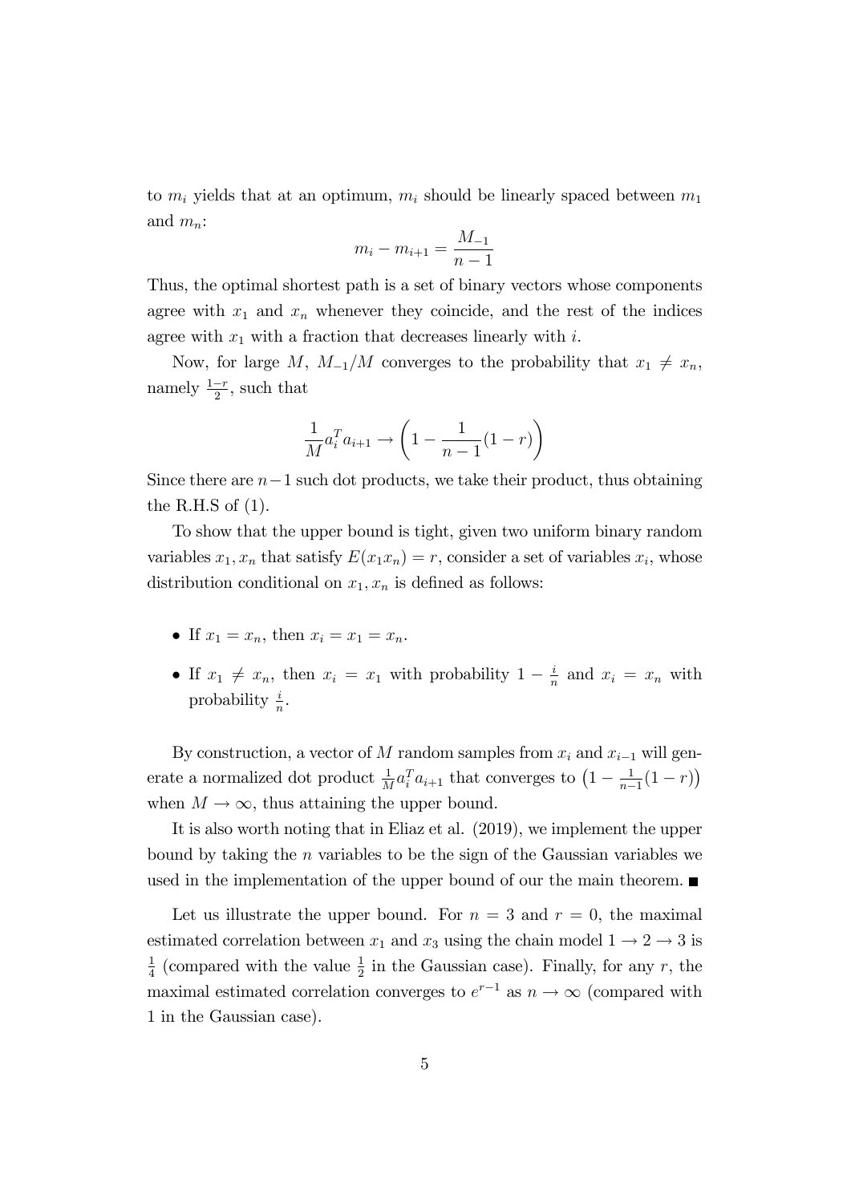to $m_i$ yields that at an optimum, $m_i$ should be linearly spaced between $m_1$ and $m_n$:

$$m_i - m_{i+1} = \frac{M_{-1}}{n-1}$$

Thus, the optimal shortest path is a set of binary vectors whose components agree with $x_1$ and $x_n$ whenever they coincide, and the rest of the indices agree with $x_1$ with a fraction that decreases linearly with $i$.

Now, for large $M$, $M_{-1}/M$ converges to the probability that $x_1 \neq x_n$, namely $\frac{1-r}{2}$, such that

$$\frac{1}{M} a_i^T a_{i+1} \to \left(1 - \frac{1}{n-1}(1-r)\right)$$

Since there are $n-1$ such dot products, we take their product, thus obtaining the R.H.S of (1).

To show that the upper bound is tight, given two uniform binary random variables $x_1, x_n$ that satisfy $E(x_1 x_n) = r$, consider a set of variables $x_i$, whose distribution conditional on $x_1, x_n$ is defined as follows:

- If $x_1 = x_n$, then $x_i = x_1 = x_n$.
- If $x_1 \neq x_n$, then $x_i = x_1$ with probability $1 - \frac{i}{n}$ and $x_i = x_n$ with probability $\frac{i}{n}$.

By construction, a vector of $M$ random samples from $x_i$ and $x_{i-1}$ will generate a normalized dot product $\frac{1}{M} a_i^T a_{i+1}$ that converges to $\left(1 - \frac{1}{n-1}(1-r)\right)$ when $M \to \infty$, thus attaining the upper bound.

It is also worth noting that in Eliaz et al. (2019), we implement the upper bound by taking the $n$ variables to be the sign of the Gaussian variables we used in the implementation of the upper bound of our the main theorem. ■

Let us illustrate the upper bound. For $n = 3$ and $r = 0$, the maximal estimated correlation between $x_1$ and $x_3$ using the chain model $1 \to 2 \to 3$ is $\frac{1}{4}$ (compared with the value $\frac{1}{2}$ in the Gaussian case). Finally, for any $r$, the maximal estimated correlation converges to $e^{r-1}$ as $n \to \infty$ (compared with 1 in the Gaussian case).